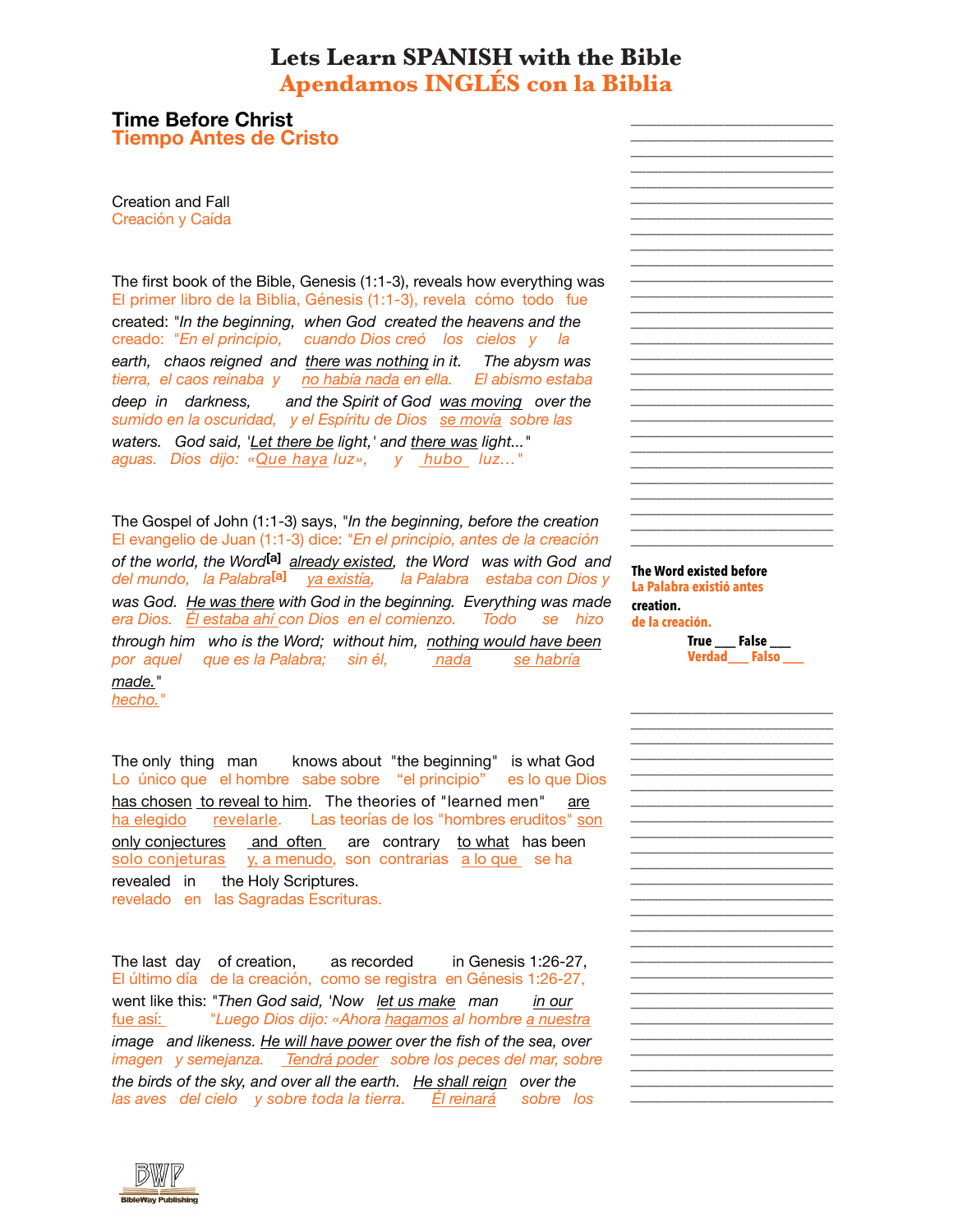# Lets Learn SPANISH with the Bible
# Apendamos INGLÉS con la Biblia

## Time Before Christ
## Tiempo Antes de Cristo

### Creation and Fall
### Creación y Caída

The first book of the Bible, Genesis (1:1-3), reveals how everything was
El primer libro de la Biblia, Génesis (1:1-3), revela cómo todo fue

created: "*In the beginning, when God created the heavens and the*
creado: "*En el principio, cuando Dios creó los cielos y la*

*earth, chaos reigned and there was nothing in it. The abysm was*
*tierra, el caos reinaba y no había nada en ella. El abismo estaba*

*deep in darkness, and the Spirit of God was moving over the*
*sumido en la oscuridad, y el Espíritu de Dios se movía sobre las*

*waters. God said, 'Let there be light,' and there was light...*"
*aguas. Dios dijo: «Que haya luz», y hubo luz...*"

The Gospel of John (1:1-3) says, "*In the beginning, before the creation*
El evangelio de Juan (1:1-3) dice: "*En el principio, antes de la creación*

*of the world, the Word*[a] *already existed, the Word was with God and*
*del mundo, la Palabra*[a] *ya existía, la Palabra estaba con Dios y*

*was God. He was there with God in the beginning. Everything was made*
*era Dios. Él estaba ahí con Dios en el comienzo. Todo se hizo*

*through him who is the Word; without him, nothing would have been*
*por aquel que es la Palabra; sin él, nada se habría*

*made.*"
*hecho.*"

**The Word existed before creation.**
**La Palabra existió antes de la creación.**

True ___ False ___
Verdad___ Falso ___

The only thing man knows about "the beginning" is what God
Lo único que el hombre sabe sobre "el principio" es lo que Dios

has chosen to reveal to him. The theories of "learned men" are
ha elegido revelarle. Las teorías de los "hombres eruditos" son

only conjectures and often are contrary to what has been
solo conjeturas y, a menudo, son contrarias a lo que se ha

revealed in the Holy Scriptures.
revelado en las Sagradas Escrituras.

The last day of creation, as recorded in Genesis 1:26-27,
El último día de la creación, como se registra en Génesis 1:26-27,

went like this: "*Then God said, 'Now let us make man in our*
fue así: "*Luego Dios dijo: «Ahora hagamos al hombre a nuestra*

*image and likeness. He will have power over the fish of the sea, over*
*imagen y semejanza. Tendrá poder sobre los peces del mar, sobre*

*the birds of the sky, and over all the earth. He shall reign over the*
*las aves del cielo y sobre toda la tierra. Él reinará sobre los*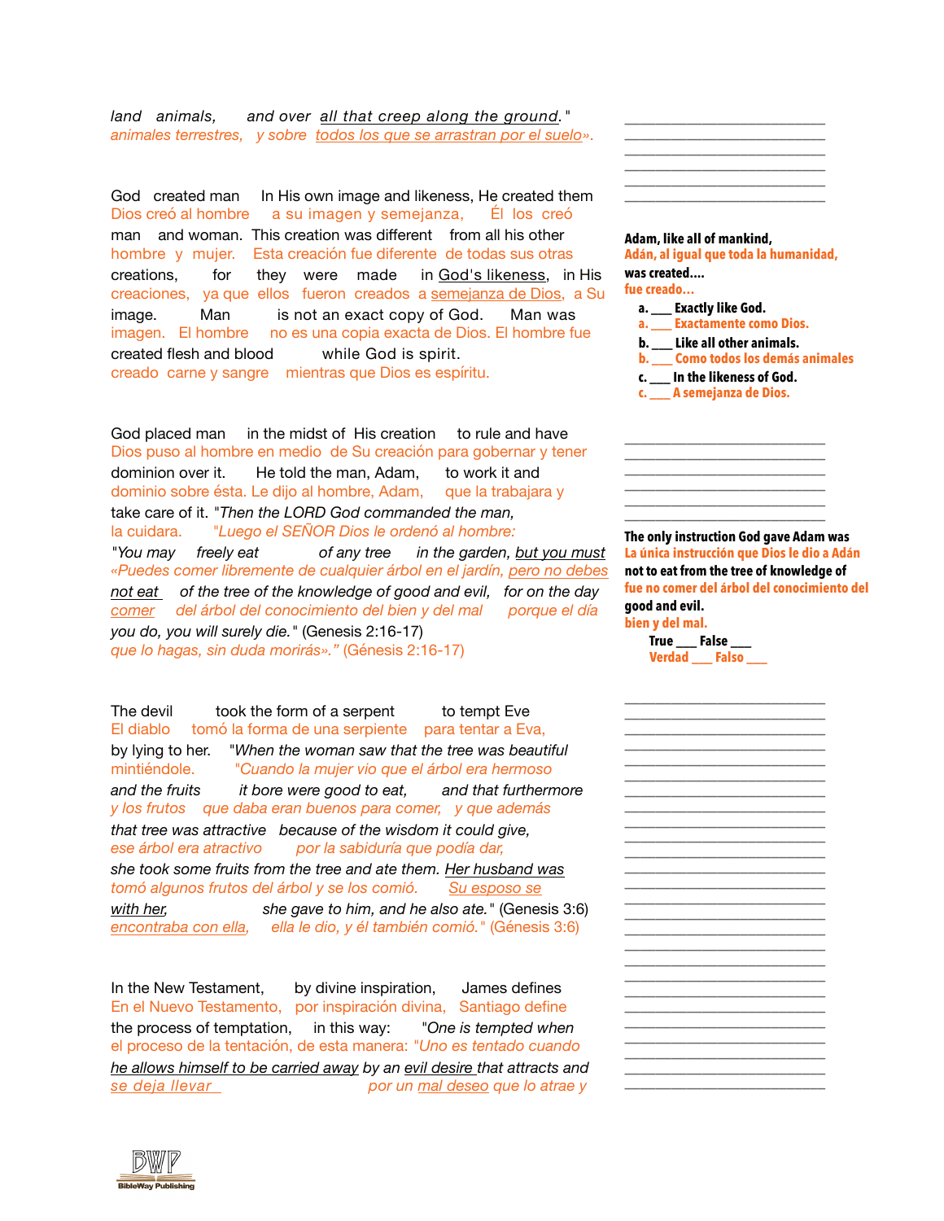*land animals, and over all that creep along the ground."*
*animales terrestres, y sobre todos los que se arrastran por el suelo».*

God created man In His own image and likeness, He created them man and woman. This creation was different from all his other creations, for they were made in God's likeness, in His image. Man is not an exact copy of God. Man was created flesh and blood while God is spirit.

Dios creó al hombre a su imagen y semejanza, Él los creó hombre y mujer. Esta creación fue diferente de todas sus otras creaciones, ya que ellos fueron creados a semejanza de Dios, a Su imagen. El hombre no es una copia exacta de Dios. El hombre fue creado carne y sangre mientras que Dios es espíritu.

**Adam, like all of mankind,**
**Adán, al igual que toda la humanidad,**
**was created....**
**fue creado...**

- **a. ___ Exactly like God.**
  **a. ___ Exactamente como Dios.**
- **b. ___ Like all other animals.**
  **b. ___ Como todos los demás animales**
- **c. ___ In the likeness of God.**
  **c. ___ A semejanza de Dios.**

God placed man in the midst of His creation to rule and have dominion over it. He told the man, Adam, to work it and take care of it. *"Then the LORD God commanded the man, "You may freely eat of any tree in the garden, but you must not eat of the tree of the knowledge of good and evil, for on the day you do, you will surely die."* (Genesis 2:16-17)

Dios puso al hombre en medio de Su creación para gobernar y tener dominio sobre ésta. Le dijo al hombre, Adam, que la trabajara y la cuidara. *"Luego el SEÑOR Dios le ordenó al hombre: «Puedes comer libremente de cualquier árbol en el jardín, pero no debes comer del árbol del conocimiento del bien y del mal porque el día que lo hagas, sin duda morirás»."* (Génesis 2:16-17)

**The only instruction God gave Adam was not to eat from the tree of knowledge of good and evil.**
**La única instrucción que Dios le dio a Adán fue no comer del árbol del conocimiento del bien y del mal.**

**True ___ False ___**
**Verdad ___ Falso ___**

The devil took the form of a serpent to tempt Eve by lying to her. *"When the woman saw that the tree was beautiful and the fruits it bore were good to eat, and that furthermore that tree was attractive because of the wisdom it could give, she took some fruits from the tree and ate them. Her husband was with her, she gave to him, and he also ate."* (Genesis 3:6)

El diablo tomó la forma de una serpiente para tentar a Eva, mintiéndole. *"Cuando la mujer vio que el árbol era hermoso y los frutos que daba eran buenos para comer, y que además ese árbol era atractivo por la sabiduría que podía dar, tomó algunos frutos del árbol y se los comió. Su esposo se encontraba con ella, ella le dio, y él también comió."* (Génesis 3:6)

In the New Testament, by divine inspiration, James defines the process of temptation, in this way: *"One is tempted when he allows himself to be carried away by an evil desire that attracts and*

En el Nuevo Testamento, por inspiración divina, Santiago define el proceso de la tentación, de esta manera: *"Uno es tentado cuando se deja llevar por un mal deseo que lo atrae y*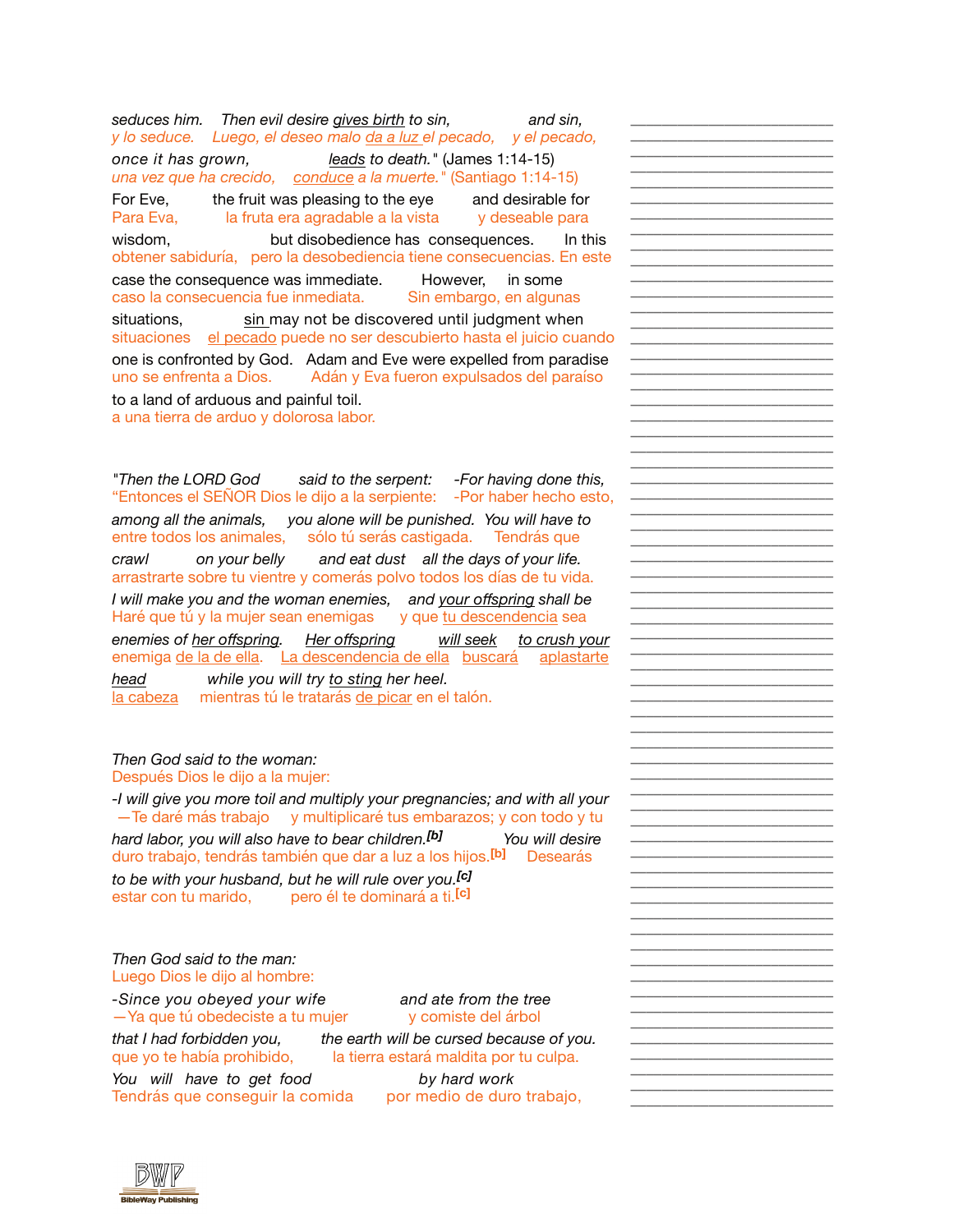*seduces him. Then evil desire <u>gives birth</u> to sin, and sin,*
*y lo seduce. Luego, el deseo malo <u>da a luz</u> el pecado, y el pecado,*

*once it has grown, <u>leads</u> to death."* (James 1:14-15)
*una vez que ha crecido, <u>conduce</u> a la muerte."* (Santiago 1:14-15)

For Eve, the fruit was pleasing to the eye and desirable for
Para Eva, la fruta era agradable a la vista y deseable para

wisdom, but disobedience has consequences. In this
obtener sabiduría, pero la desobediencia tiene consecuencias. En este

case the consequence was immediate. However, in some
caso la consecuencia fue inmediata. Sin embargo, en algunas

situations, <u>sin</u> may not be discovered until judgment when
situaciones <u>el pecado</u> puede no ser descubierto hasta el juicio cuando

one is confronted by God. Adam and Eve were expelled from paradise
uno se enfrenta a Dios. Adán y Eva fueron expulsados del paraíso

to a land of arduous and painful toil.
a una tierra de arduo y dolorosa labor.

*"Then the LORD God said to the serpent: -For having done this,*
"Entonces el SEÑOR Dios le dijo a la serpiente: -Por haber hecho esto,

*among all the animals, you alone will be punished. You will have to*
entre todos los animales, sólo tú serás castigada. Tendrás que

*crawl on your belly and eat dust all the days of your life.*
arrastrarte sobre tu vientre y comerás polvo todos los días de tu vida.

*I will make you and the woman enemies, and <u>your offspring</u> shall be*
Haré que tú y la mujer sean enemigas y que <u>tu descendencia</u> sea

*enemies of <u>her offspring</u>. <u>Her offspring</u> <u>will seek</u> <u>to crush your</u>*
enemiga <u>de la de ella</u>. <u>La descendencia de ella</u> <u>buscará</u> <u>aplastarte</u>

*<u>head</u> while you will try <u>to sting</u> her heel.*
<u>la cabeza</u> mientras tú le tratarás <u>de picar</u> en el talón.

*Then God said to the woman:*
Después Dios le dijo a la mujer:

*-I will give you more toil and multiply your pregnancies; and with all your*
—Te daré más trabajo y multiplicaré tus embarazos; y con todo y tu

*hard labor, you will also have to bear children.*[b] *You will desire*
duro trabajo, tendrás también que dar a luz a los hijos.[b] Desearás

*to be with your husband, but he will rule over you.*[c]
estar con tu marido, pero él te dominará a ti.[c]

*Then God said to the man:*
Luego Dios le dijo al hombre:

*-Since you obeyed your wife and ate from the tree*
—Ya que tú obedeciste a tu mujer y comiste del árbol

*that I had forbidden you, the earth will be cursed because of you.*
que yo te había prohibido, la tierra estará maldita por tu culpa.

*You will have to get food by hard work*
Tendrás que conseguir la comida por medio de duro trabajo,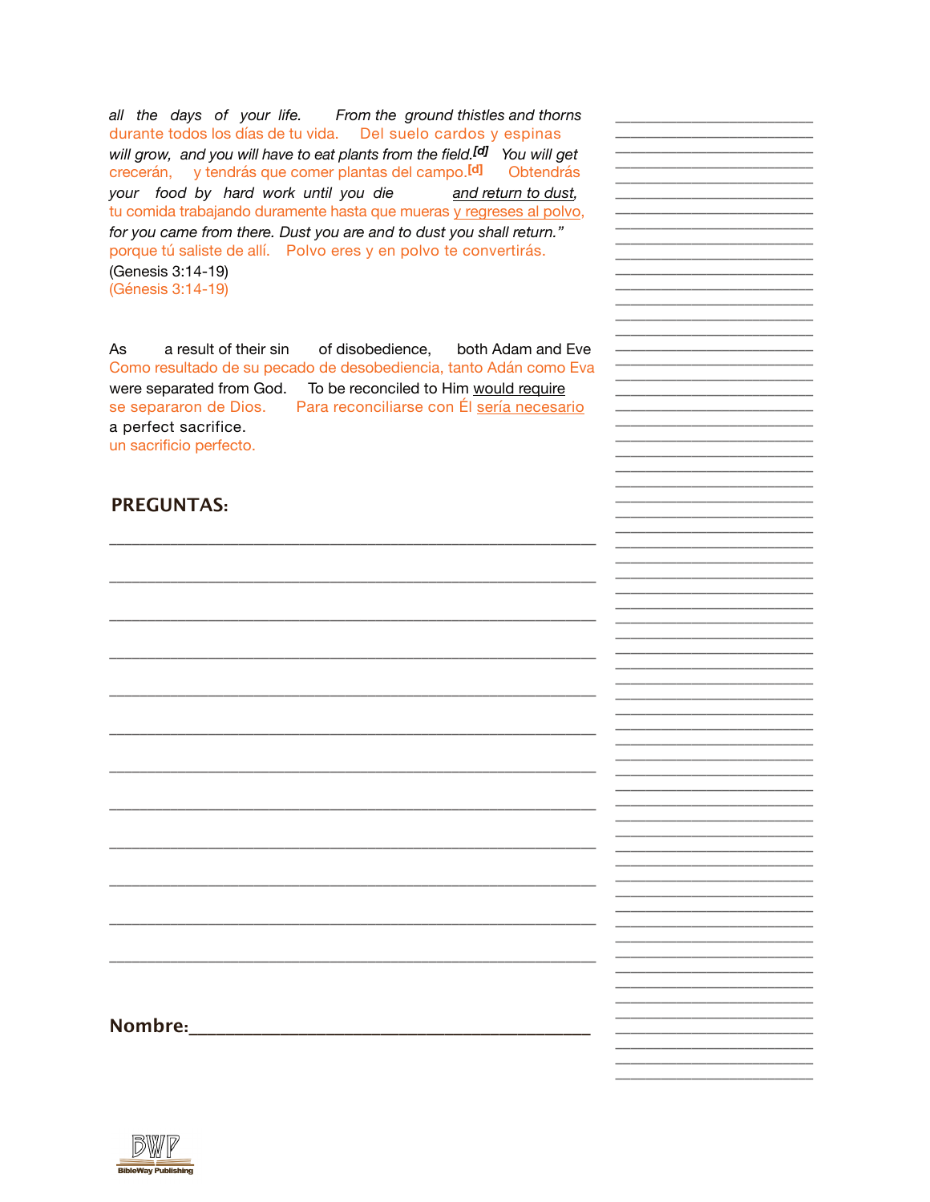*all the days of your life. From the ground thistles and thorns*
durante todos los días de tu vida. Del suelo cardos y espinas
*will grow, and you will have to eat plants from the field.*[d] *You will get*
crecerán, y tendrás que comer plantas del campo.[d] Obtendrás
*your food by hard work until you die* *and return to dust,*
tu comida trabajando duramente hasta que mueras y regreses al polvo,
*for you came from there. Dust you are and to dust you shall return."*
porque tú saliste de allí. Polvo eres y en polvo te convertirás.
(Genesis 3:14-19)
(Génesis 3:14-19)

As a result of their sin of disobedience, both Adam and Eve
Como resultado de su pecado de desobediencia, tanto Adán como Eva
were separated from God. To be reconciled to Him would require
se separaron de Dios. Para reconciliarse con Él sería necesario
a perfect sacrifice.
un sacrificio perfecto.

**PREGUNTAS:**

______________________________________________________________

______________________________________________________________

______________________________________________________________

______________________________________________________________

______________________________________________________________

______________________________________________________________

______________________________________________________________

______________________________________________________________

______________________________________________________________

______________________________________________________________

______________________________________________________________

______________________________________________________________

**Nombre:**______________________________________________

BibleWay Publishing